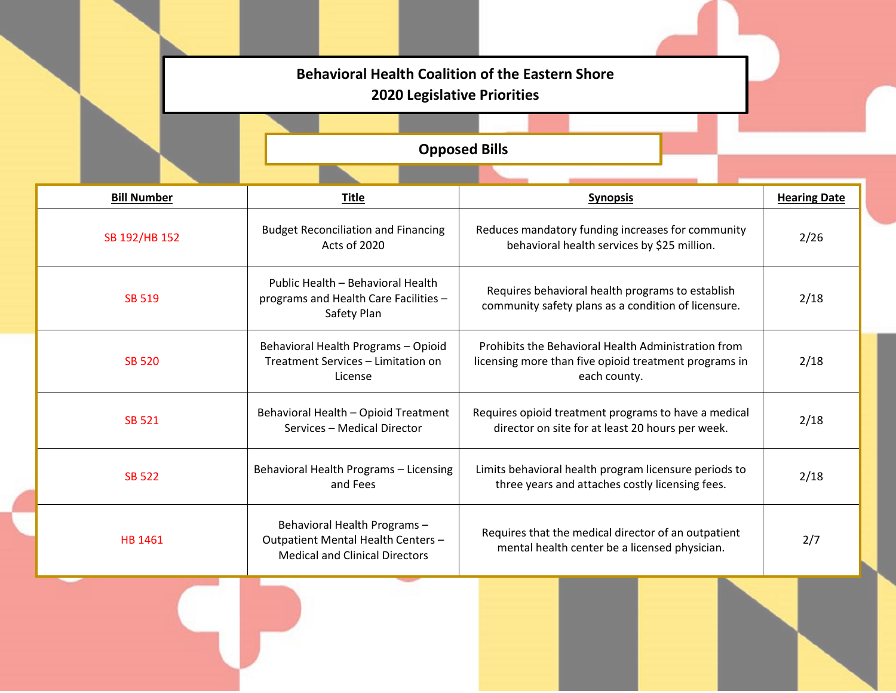# Behavioral Health Coalition of the Eastern Shore
## 2020 Legislative Priorities

### Opposed Bills

| Bill Number | Title | Synopsis | Hearing Date |
|---|---|---|---|
| SB 192/HB 152 | Budget Reconciliation and Financing Acts of 2020 | Reduces mandatory funding increases for community behavioral health services by $25 million. | 2/26 |
| SB 519 | Public Health – Behavioral Health programs and Health Care Facilities – Safety Plan | Requires behavioral health programs to establish community safety plans as a condition of licensure. | 2/18 |
| SB 520 | Behavioral Health Programs – Opioid Treatment Services – Limitation on License | Prohibits the Behavioral Health Administration from licensing more than five opioid treatment programs in each county. | 2/18 |
| SB 521 | Behavioral Health – Opioid Treatment Services – Medical Director | Requires opioid treatment programs to have a medical director on site for at least 20 hours per week. | 2/18 |
| SB 522 | Behavioral Health Programs – Licensing and Fees | Limits behavioral health program licensure periods to three years and attaches costly licensing fees. | 2/18 |
| HB 1461 | Behavioral Health Programs – Outpatient Mental Health Centers – Medical and Clinical Directors | Requires that the medical director of an outpatient mental health center be a licensed physician. | 2/7 |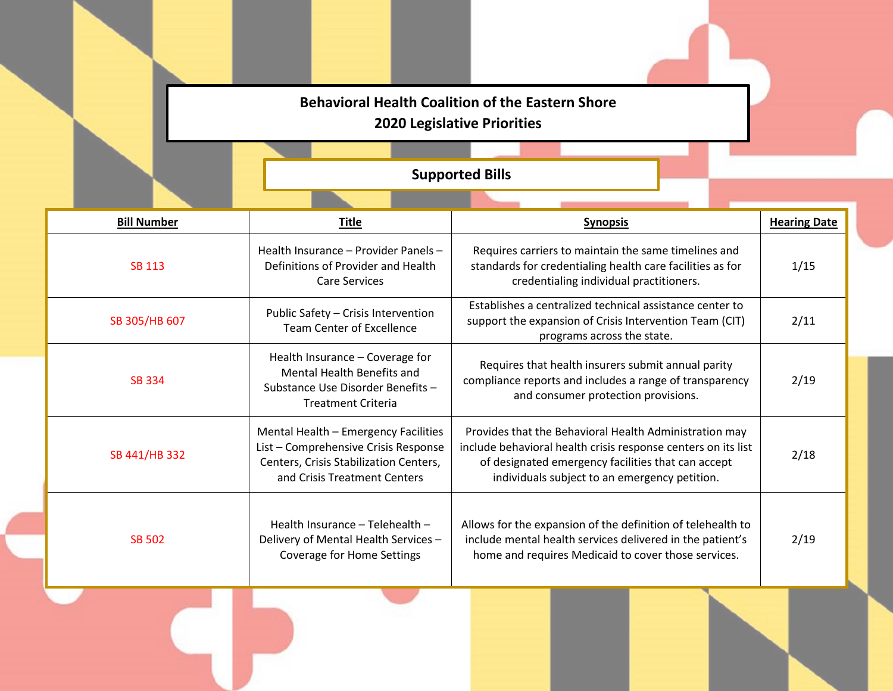**Behavioral Health Coalition of the Eastern Shore**
**2020 Legislative Priorities**

## Supported Bills

| Bill Number | Title | Synopsis | Hearing Date |
|---|---|---|---|
| SB 113 | Health Insurance – Provider Panels – Definitions of Provider and Health Care Services | Requires carriers to maintain the same timelines and standards for credentialing health care facilities as for credentialing individual practitioners. | 1/15 |
| SB 305/HB 607 | Public Safety – Crisis Intervention Team Center of Excellence | Establishes a centralized technical assistance center to support the expansion of Crisis Intervention Team (CIT) programs across the state. | 2/11 |
| SB 334 | Health Insurance – Coverage for Mental Health Benefits and Substance Use Disorder Benefits – Treatment Criteria | Requires that health insurers submit annual parity compliance reports and includes a range of transparency and consumer protection provisions. | 2/19 |
| SB 441/HB 332 | Mental Health – Emergency Facilities List – Comprehensive Crisis Response Centers, Crisis Stabilization Centers, and Crisis Treatment Centers | Provides that the Behavioral Health Administration may include behavioral health crisis response centers on its list of designated emergency facilities that can accept individuals subject to an emergency petition. | 2/18 |
| SB 502 | Health Insurance – Telehealth – Delivery of Mental Health Services – Coverage for Home Settings | Allows for the expansion of the definition of telehealth to include mental health services delivered in the patient's home and requires Medicaid to cover those services. | 2/19 |